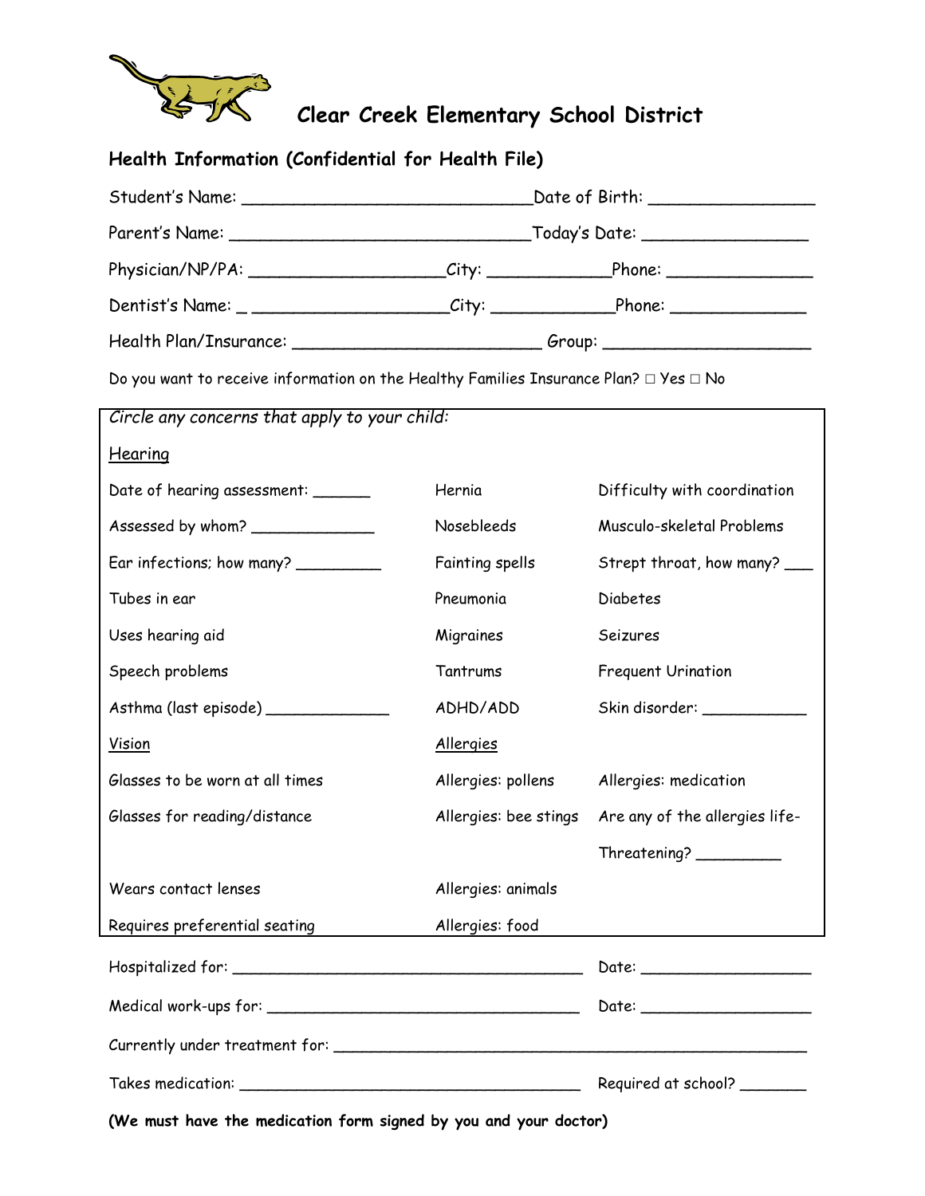# Clear Creek Elementary School District

## Health Information (Confidential for Health File)

Student's Name: ______________________________Date of Birth: _________________

Parent's Name: ______________________________Today's Date: _________________

Physician/NP/PA: ____________________City: ____________Phone: _______________

Dentist's Name: _ ____________________City: ____________Phone: ______________

Health Plan/Insurance: _________________________ Group: _____________________

Do you want to receive information on the Healthy Families Insurance Plan? □ Yes □ No

*Circle any concerns that apply to your child:*

| | | |
|---|---|---|
| <u>Hearing</u> | | |
| Date of hearing assessment: ______ | Hernia | Difficulty with coordination |
| Assessed by whom? _____________ | Nosebleeds | Musculo-skeletal Problems |
| Ear infections; how many? _________ | Fainting spells | Strept throat, how many? ___ |
| Tubes in ear | Pneumonia | Diabetes |
| Uses hearing aid | Migraines | Seizures |
| Speech problems | Tantrums | Frequent Urination |
| Asthma (last episode) _____________ | ADHD/ADD | Skin disorder: ___________ |
| <u>Vision</u> | <u>Allergies</u> | |
| Glasses to be worn at all times | Allergies: pollens | Allergies: medication |
| Glasses for reading/distance | Allergies: bee stings | Are any of the allergies life-Threatening? _________ |
| Wears contact lenses | Allergies: animals | |
| Requires preferential seating | Allergies: food | |

Hospitalized for: _______________________________________ Date: ___________________

Medical work-ups for: ____________________________________ Date: ___________________

Currently under treatment for: ______________________________________________________

Takes medication: _______________________________________ Required at school? _______

**(We must have the medication form signed by you and your doctor)**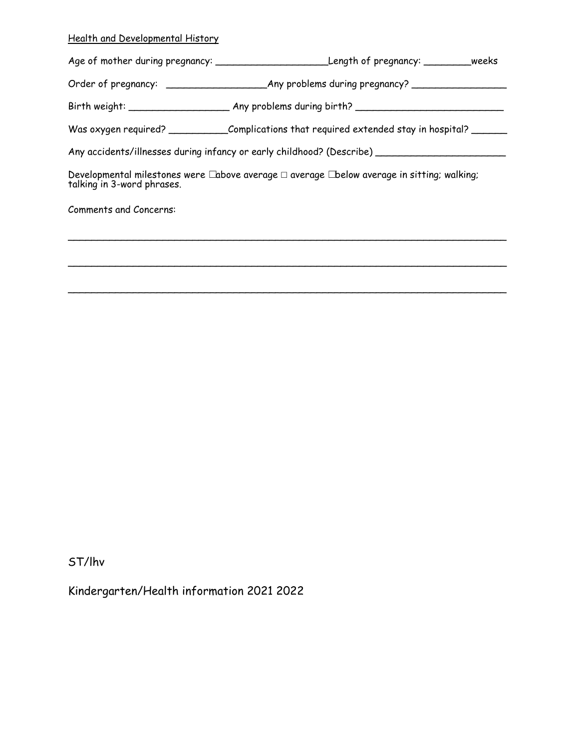Health and Developmental History

Age of mother during pregnancy: ___________________Length of pregnancy: ________weeks

Order of pregnancy: _________________Any problems during pregnancy? ________________

Birth weight: _________________ Any problems during birth? _________________________

Was oxygen required? __________Complications that required extended stay in hospital? ______

Any accidents/illnesses during infancy or early childhood? (Describe) ______________________

Developmental milestones were ☐above average ☐ average ☐below average in sitting; walking; talking in 3-word phrases.

Comments and Concerns:

_________________________________________________________________________

_________________________________________________________________________

_________________________________________________________________________

ST/lhv

Kindergarten/Health information 2021 2022